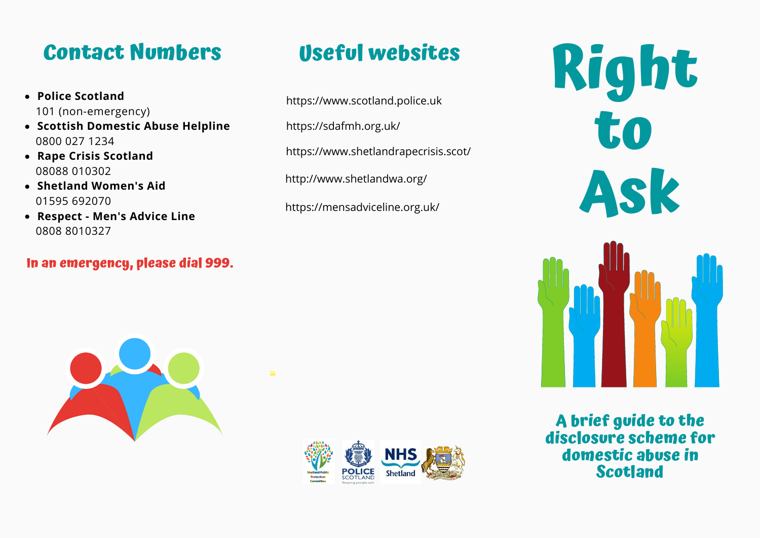## Contact Numbers

- **Police Scotland**
  101 (non-emergency)
- **Scottish Domestic Abuse Helpline**
  0800 027 1234
- **Rape Crisis Scotland**
  08088 010302
- **Shetland Women's Aid**
  01595 692070
- **Respect - Men's Advice Line**
  0808 8010327

**In an emergency, please dial 999.**

## Useful websites

https://www.scotland.police.uk

https://sdafmh.org.uk/

https://www.shetlandrapecrisis.scot/

http://www.shetlandwa.org/

https://mensadviceline.org.uk/

Shetland Public Protection Committee | POLICE SCOTLAND Keeping people safe | NHS Shetland

# Right to Ask

## A brief guide to the disclosure scheme for domestic abuse in Scotland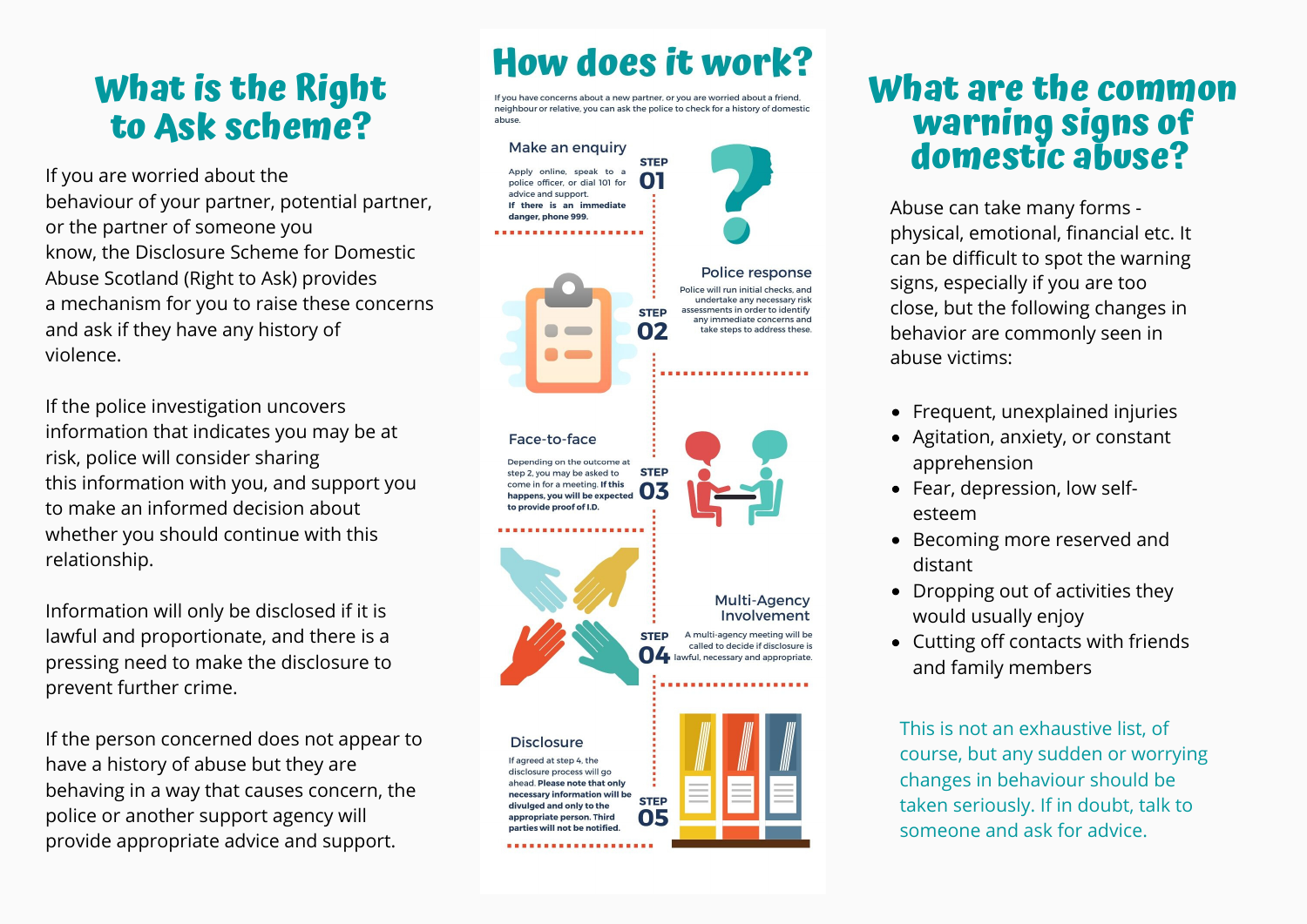# What is the Right to Ask scheme?

If you are worried about the behaviour of your partner, potential partner, or the partner of someone you know, the Disclosure Scheme for Domestic Abuse Scotland (Right to Ask) provides a mechanism for you to raise these concerns and ask if they have any history of violence.

If the police investigation uncovers information that indicates you may be at risk, police will consider sharing this information with you, and support you to make an informed decision about whether you should continue with this relationship.

Information will only be disclosed if it is lawful and proportionate, and there is a pressing need to make the disclosure to prevent further crime.

If the person concerned does not appear to have a history of abuse but they are behaving in a way that causes concern, the police or another support agency will provide appropriate advice and support.

# How does it work?

If you have concerns about a new partner, or you are worried about a friend, neighbour or relative, you can ask the police to check for a history of domestic abuse.

### STEP 01 – Make an enquiry

Apply online, speak to a police officer, or dial 101 for advice and support. **If there is an immediate danger, phone 999.**

### STEP 02 – Police response

Police will run initial checks, and undertake any necessary risk assessments in order to identify any immediate concerns and take steps to address these.

### STEP 03 – Face-to-face

Depending on the outcome at step 2, you may be asked to come in for a meeting. **If this happens, you will be expected to provide proof of I.D.**

### STEP 04 – Multi-Agency Involvement

A multi-agency meeting will be called to decide if disclosure is lawful, necessary and appropriate.

### STEP 05 – Disclosure

If agreed at step 4, the disclosure process will go ahead. **Please note that only necessary information will be divulged and only to the appropriate person. Third parties will not be notified.**

# What are the common warning signs of domestic abuse?

Abuse can take many forms - physical, emotional, financial etc. It can be difficult to spot the warning signs, especially if you are too close, but the following changes in behavior are commonly seen in abuse victims:

- Frequent, unexplained injuries
- Agitation, anxiety, or constant apprehension
- Fear, depression, low self-esteem
- Becoming more reserved and distant
- Dropping out of activities they would usually enjoy
- Cutting off contacts with friends and family members

This is not an exhaustive list, of course, but any sudden or worrying changes in behaviour should be taken seriously. If in doubt, talk to someone and ask for advice.